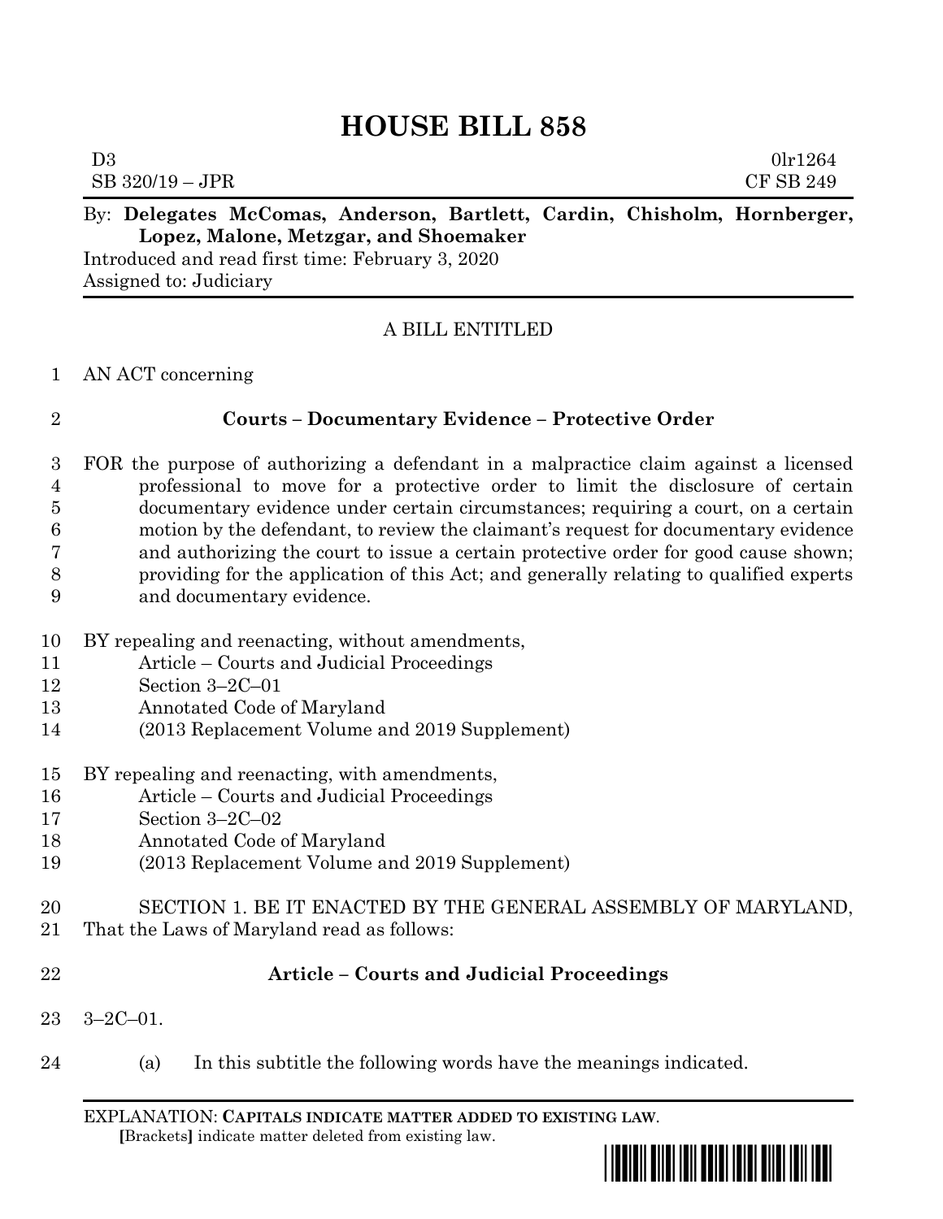# HOUSE BILL 858

D3 0lr1264
SB 320/19 – JPR CF SB 249

By: **Delegates McComas, Anderson, Bartlett, Cardin, Chisholm, Hornberger, Lopez, Malone, Metzgar, and Shoemaker**
Introduced and read first time: February 3, 2020
Assigned to: Judiciary

A BILL ENTITLED

1 AN ACT concerning

2 **Courts – Documentary Evidence – Protective Order**

3 FOR the purpose of authorizing a defendant in a malpractice claim against a licensed
4 professional to move for a protective order to limit the disclosure of certain
5 documentary evidence under certain circumstances; requiring a court, on a certain
6 motion by the defendant, to review the claimant's request for documentary evidence
7 and authorizing the court to issue a certain protective order for good cause shown;
8 providing for the application of this Act; and generally relating to qualified experts
9 and documentary evidence.

10 BY repealing and reenacting, without amendments,
11 Article – Courts and Judicial Proceedings
12 Section 3–2C–01
13 Annotated Code of Maryland
14 (2013 Replacement Volume and 2019 Supplement)

15 BY repealing and reenacting, with amendments,
16 Article – Courts and Judicial Proceedings
17 Section 3–2C–02
18 Annotated Code of Maryland
19 (2013 Replacement Volume and 2019 Supplement)

20 SECTION 1. BE IT ENACTED BY THE GENERAL ASSEMBLY OF MARYLAND,
21 That the Laws of Maryland read as follows:

22 **Article – Courts and Judicial Proceedings**

23 3–2C–01.

24 (a) In this subtitle the following words have the meanings indicated.

EXPLANATION: **CAPITALS INDICATE MATTER ADDED TO EXISTING LAW**.
[Brackets] indicate matter deleted from existing law.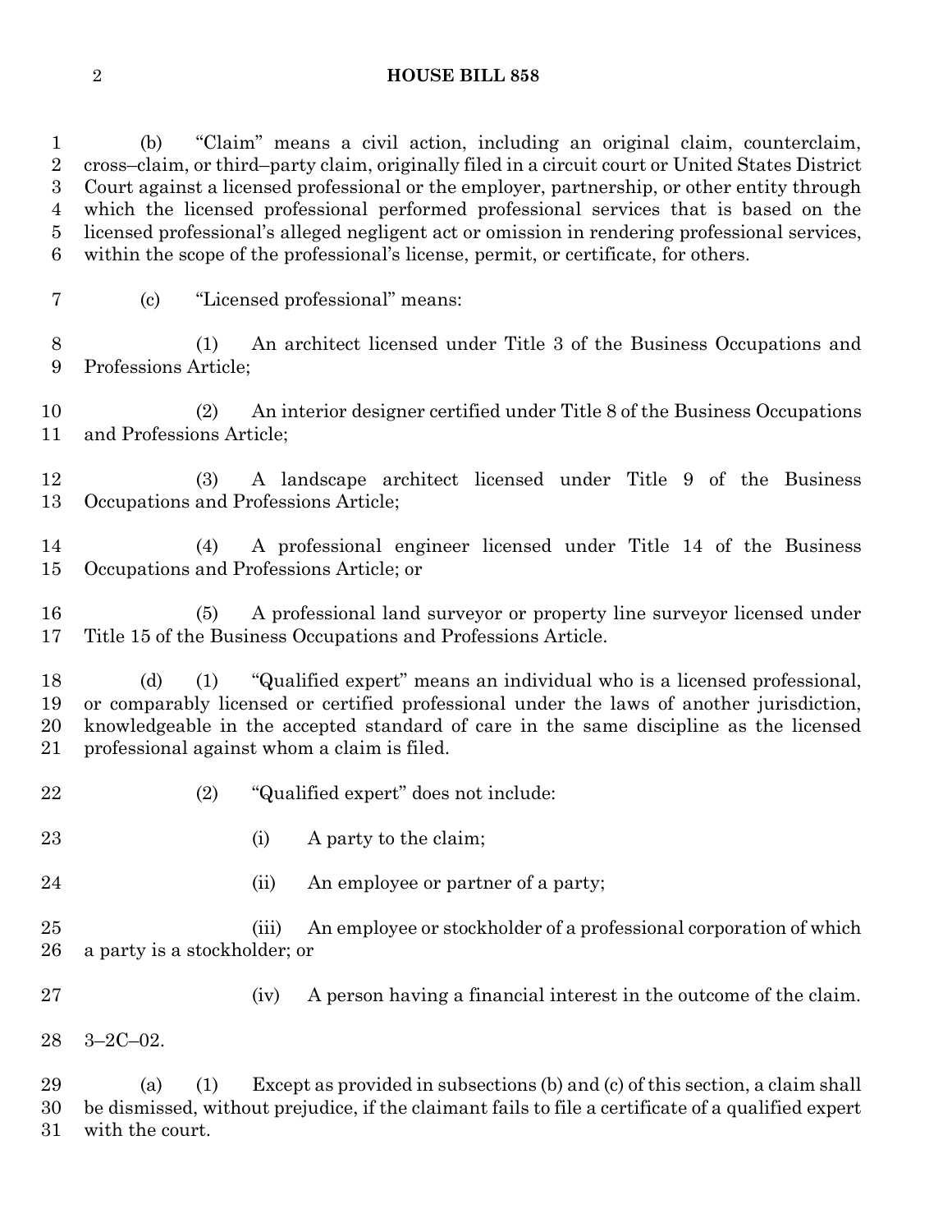(b) "Claim" means a civil action, including an original claim, counterclaim, cross–claim, or third–party claim, originally filed in a circuit court or United States District Court against a licensed professional or the employer, partnership, or other entity through which the licensed professional performed professional services that is based on the licensed professional's alleged negligent act or omission in rendering professional services, within the scope of the professional's license, permit, or certificate, for others.

(c) "Licensed professional" means:

(1) An architect licensed under Title 3 of the Business Occupations and Professions Article;

(2) An interior designer certified under Title 8 of the Business Occupations and Professions Article;

(3) A landscape architect licensed under Title 9 of the Business Occupations and Professions Article;

(4) A professional engineer licensed under Title 14 of the Business Occupations and Professions Article; or

(5) A professional land surveyor or property line surveyor licensed under Title 15 of the Business Occupations and Professions Article.

(d) (1) "Qualified expert" means an individual who is a licensed professional, or comparably licensed or certified professional under the laws of another jurisdiction, knowledgeable in the accepted standard of care in the same discipline as the licensed professional against whom a claim is filed.

(2) "Qualified expert" does not include:

(i) A party to the claim;

(ii) An employee or partner of a party;

(iii) An employee or stockholder of a professional corporation of which a party is a stockholder; or

(iv) A person having a financial interest in the outcome of the claim.

3–2C–02.

(a) (1) Except as provided in subsections (b) and (c) of this section, a claim shall be dismissed, without prejudice, if the claimant fails to file a certificate of a qualified expert with the court.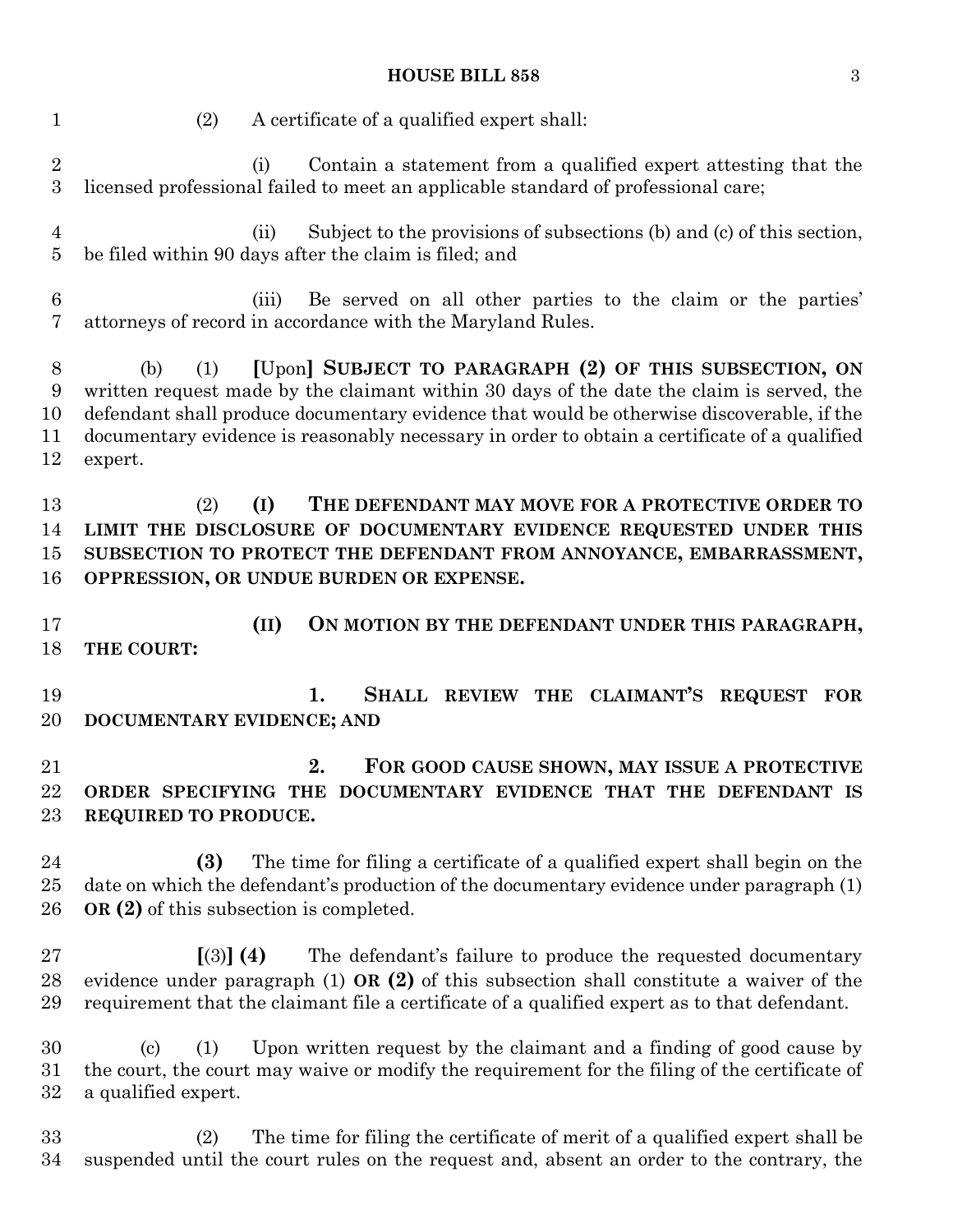(2) A certificate of a qualified expert shall:

(i) Contain a statement from a qualified expert attesting that the licensed professional failed to meet an applicable standard of professional care;

(ii) Subject to the provisions of subsections (b) and (c) of this section, be filed within 90 days after the claim is filed; and

(iii) Be served on all other parties to the claim or the parties' attorneys of record in accordance with the Maryland Rules.

(b) (1) **[**Upon**] SUBJECT TO PARAGRAPH (2) OF THIS SUBSECTION, ON** written request made by the claimant within 30 days of the date the claim is served, the defendant shall produce documentary evidence that would be otherwise discoverable, if the documentary evidence is reasonably necessary in order to obtain a certificate of a qualified expert.

(2) **(I) THE DEFENDANT MAY MOVE FOR A PROTECTIVE ORDER TO LIMIT THE DISCLOSURE OF DOCUMENTARY EVIDENCE REQUESTED UNDER THIS SUBSECTION TO PROTECT THE DEFENDANT FROM ANNOYANCE, EMBARRASSMENT, OPPRESSION, OR UNDUE BURDEN OR EXPENSE.**

**(II) ON MOTION BY THE DEFENDANT UNDER THIS PARAGRAPH, THE COURT:**

**1. SHALL REVIEW THE CLAIMANT'S REQUEST FOR DOCUMENTARY EVIDENCE; AND**

**2. FOR GOOD CAUSE SHOWN, MAY ISSUE A PROTECTIVE ORDER SPECIFYING THE DOCUMENTARY EVIDENCE THAT THE DEFENDANT IS REQUIRED TO PRODUCE.**

**(3)** The time for filing a certificate of a qualified expert shall begin on the date on which the defendant's production of the documentary evidence under paragraph (1) **OR (2)** of this subsection is completed.

**[**(3)**] (4)** The defendant's failure to produce the requested documentary evidence under paragraph (1) **OR (2)** of this subsection shall constitute a waiver of the requirement that the claimant file a certificate of a qualified expert as to that defendant.

(c) (1) Upon written request by the claimant and a finding of good cause by the court, the court may waive or modify the requirement for the filing of the certificate of a qualified expert.

(2) The time for filing the certificate of merit of a qualified expert shall be suspended until the court rules on the request and, absent an order to the contrary, the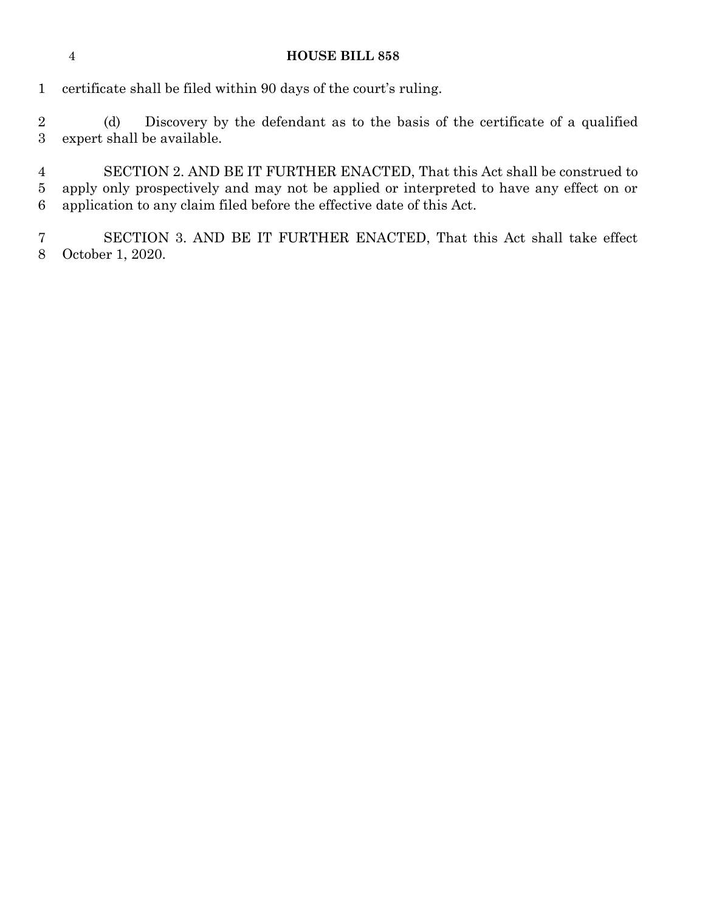certificate shall be filed within 90 days of the court's ruling.

(d) Discovery by the defendant as to the basis of the certificate of a qualified expert shall be available.

SECTION 2. AND BE IT FURTHER ENACTED, That this Act shall be construed to apply only prospectively and may not be applied or interpreted to have any effect on or application to any claim filed before the effective date of this Act.

SECTION 3. AND BE IT FURTHER ENACTED, That this Act shall take effect October 1, 2020.